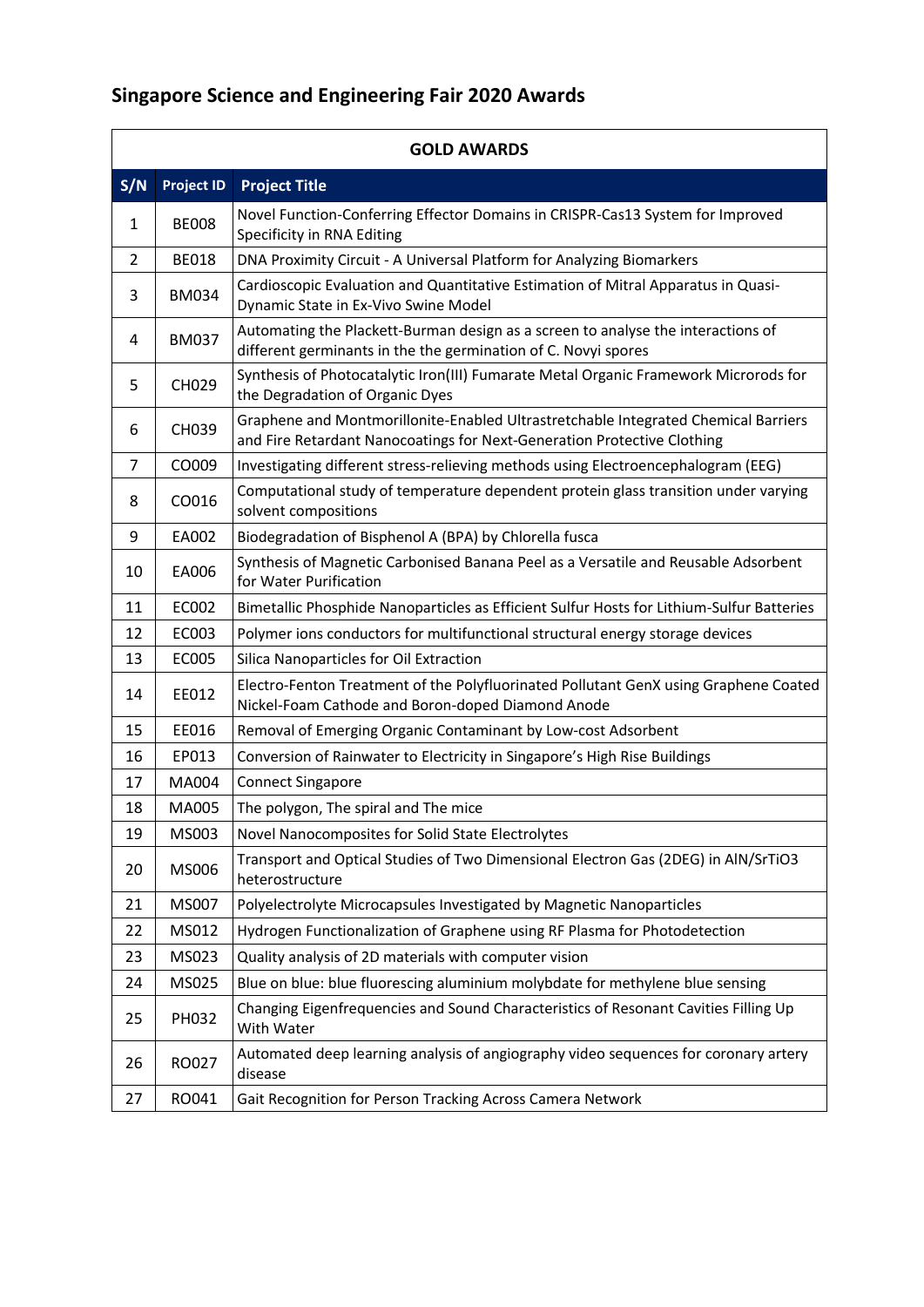# Singapore Science and Engineering Fair 2020 Awards

| GOLD AWARDS | | |
|---|---|---|
| **S/N** | **Project ID** | **Project Title** |
| 1 | BE008 | Novel Function-Conferring Effector Domains in CRISPR-Cas13 System for Improved Specificity in RNA Editing |
| 2 | BE018 | DNA Proximity Circuit - A Universal Platform for Analyzing Biomarkers |
| 3 | BM034 | Cardioscopic Evaluation and Quantitative Estimation of Mitral Apparatus in Quasi-Dynamic State in Ex-Vivo Swine Model |
| 4 | BM037 | Automating the Plackett-Burman design as a screen to analyse the interactions of different germinants in the the germination of C. Novyi spores |
| 5 | CH029 | Synthesis of Photocatalytic Iron(III) Fumarate Metal Organic Framework Microrods for the Degradation of Organic Dyes |
| 6 | CH039 | Graphene and Montmorillonite-Enabled Ultrastretchable Integrated Chemical Barriers and Fire Retardant Nanocoatings for Next-Generation Protective Clothing |
| 7 | CO009 | Investigating different stress-relieving methods using Electroencephalogram (EEG) |
| 8 | CO016 | Computational study of temperature dependent protein glass transition under varying solvent compositions |
| 9 | EA002 | Biodegradation of Bisphenol A (BPA) by Chlorella fusca |
| 10 | EA006 | Synthesis of Magnetic Carbonised Banana Peel as a Versatile and Reusable Adsorbent for Water Purification |
| 11 | EC002 | Bimetallic Phosphide Nanoparticles as Efficient Sulfur Hosts for Lithium-Sulfur Batteries |
| 12 | EC003 | Polymer ions conductors for multifunctional structural energy storage devices |
| 13 | EC005 | Silica Nanoparticles for Oil Extraction |
| 14 | EE012 | Electro-Fenton Treatment of the Polyfluorinated Pollutant GenX using Graphene Coated Nickel-Foam Cathode and Boron-doped Diamond Anode |
| 15 | EE016 | Removal of Emerging Organic Contaminant by Low-cost Adsorbent |
| 16 | EP013 | Conversion of Rainwater to Electricity in Singapore's High Rise Buildings |
| 17 | MA004 | Connect Singapore |
| 18 | MA005 | The polygon, The spiral and The mice |
| 19 | MS003 | Novel Nanocomposites for Solid State Electrolytes |
| 20 | MS006 | Transport and Optical Studies of Two Dimensional Electron Gas (2DEG) in AlN/SrTiO3 heterostructure |
| 21 | MS007 | Polyelectrolyte Microcapsules Investigated by Magnetic Nanoparticles |
| 22 | MS012 | Hydrogen Functionalization of Graphene using RF Plasma for Photodetection |
| 23 | MS023 | Quality analysis of 2D materials with computer vision |
| 24 | MS025 | Blue on blue: blue fluorescing aluminium molybdate for methylene blue sensing |
| 25 | PH032 | Changing Eigenfrequencies and Sound Characteristics of Resonant Cavities Filling Up With Water |
| 26 | RO027 | Automated deep learning analysis of angiography video sequences for coronary artery disease |
| 27 | RO041 | Gait Recognition for Person Tracking Across Camera Network |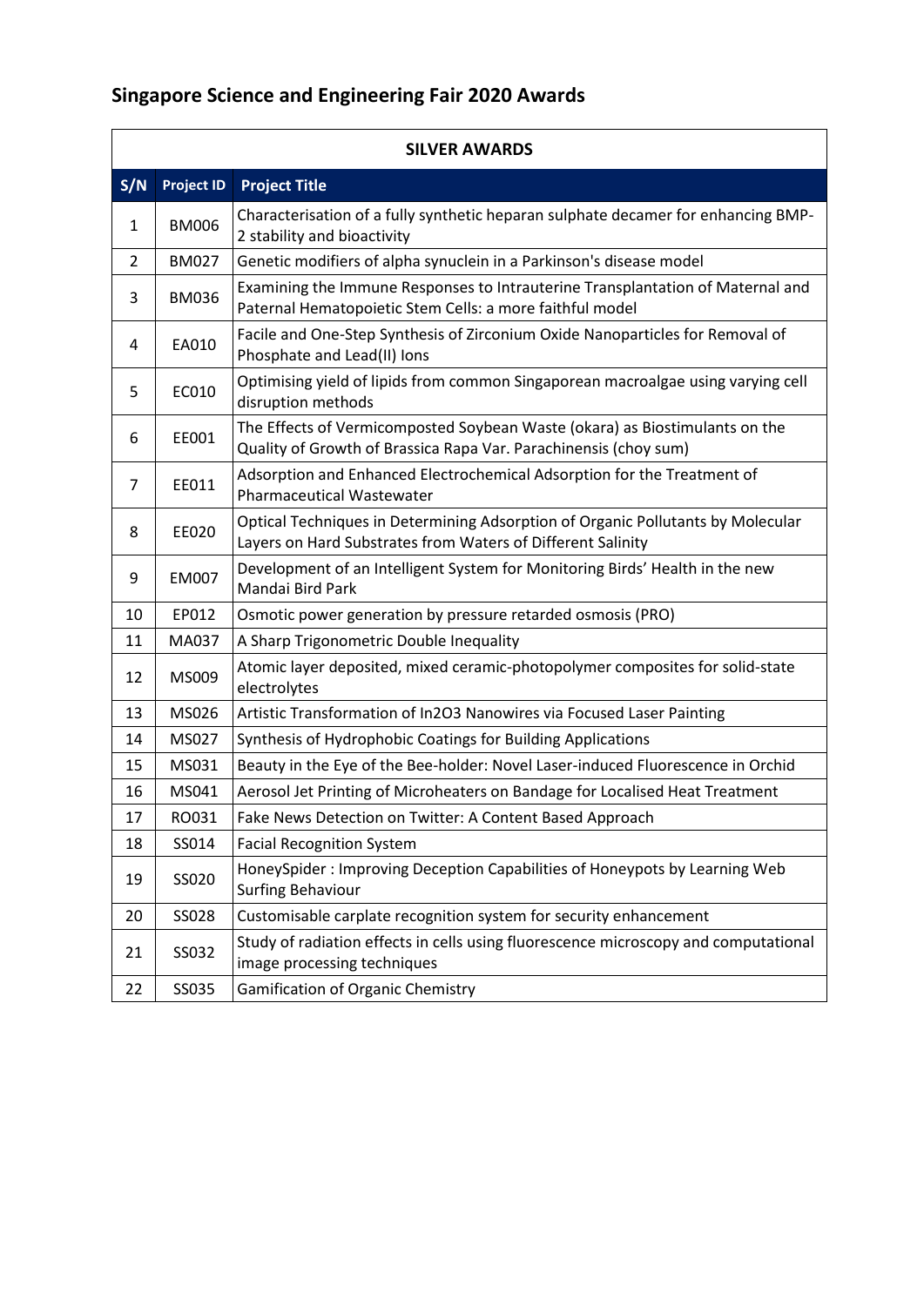## Singapore Science and Engineering Fair 2020 Awards

**SILVER AWARDS**

| S/N | Project ID | Project Title |
|---|---|---|
| 1 | BM006 | Characterisation of a fully synthetic heparan sulphate decamer for enhancing BMP-2 stability and bioactivity |
| 2 | BM027 | Genetic modifiers of alpha synuclein in a Parkinson's disease model |
| 3 | BM036 | Examining the Immune Responses to Intrauterine Transplantation of Maternal and Paternal Hematopoietic Stem Cells: a more faithful model |
| 4 | EA010 | Facile and One-Step Synthesis of Zirconium Oxide Nanoparticles for Removal of Phosphate and Lead(II) Ions |
| 5 | EC010 | Optimising yield of lipids from common Singaporean macroalgae using varying cell disruption methods |
| 6 | EE001 | The Effects of Vermicomposted Soybean Waste (okara) as Biostimulants on the Quality of Growth of Brassica Rapa Var. Parachinensis (choy sum) |
| 7 | EE011 | Adsorption and Enhanced Electrochemical Adsorption for the Treatment of Pharmaceutical Wastewater |
| 8 | EE020 | Optical Techniques in Determining Adsorption of Organic Pollutants by Molecular Layers on Hard Substrates from Waters of Different Salinity |
| 9 | EM007 | Development of an Intelligent System for Monitoring Birds' Health in the new Mandai Bird Park |
| 10 | EP012 | Osmotic power generation by pressure retarded osmosis (PRO) |
| 11 | MA037 | A Sharp Trigonometric Double Inequality |
| 12 | MS009 | Atomic layer deposited, mixed ceramic-photopolymer composites for solid-state electrolytes |
| 13 | MS026 | Artistic Transformation of $In_2O_3$ Nanowires via Focused Laser Painting |
| 14 | MS027 | Synthesis of Hydrophobic Coatings for Building Applications |
| 15 | MS031 | Beauty in the Eye of the Bee-holder: Novel Laser-induced Fluorescence in Orchid |
| 16 | MS041 | Aerosol Jet Printing of Microheaters on Bandage for Localised Heat Treatment |
| 17 | RO031 | Fake News Detection on Twitter: A Content Based Approach |
| 18 | SS014 | Facial Recognition System |
| 19 | SS020 | HoneySpider : Improving Deception Capabilities of Honeypots by Learning Web Surfing Behaviour |
| 20 | SS028 | Customisable carplate recognition system for security enhancement |
| 21 | SS032 | Study of radiation effects in cells using fluorescence microscopy and computational image processing techniques |
| 22 | SS035 | Gamification of Organic Chemistry |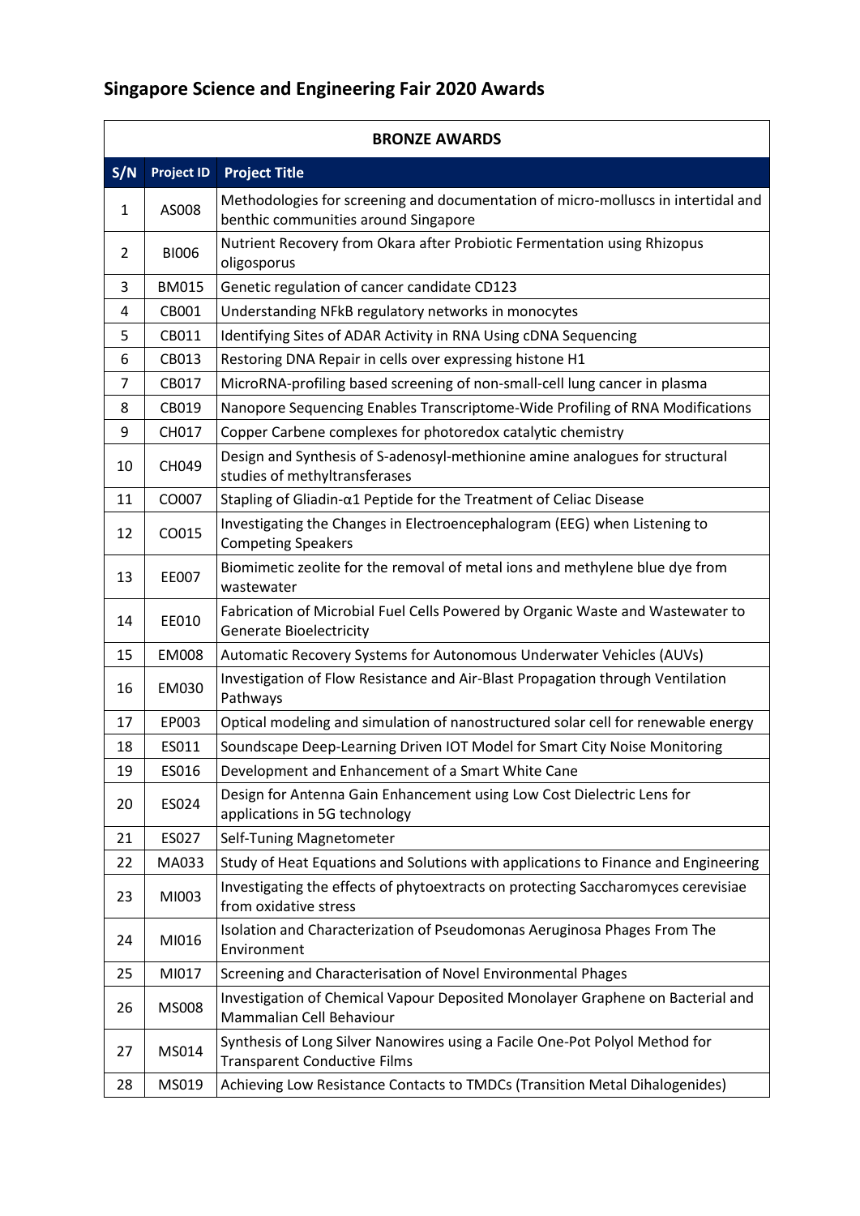# Singapore Science and Engineering Fair 2020 Awards

| BRONZE AWARDS | | |
|---|---|---|
| **S/N** | **Project ID** | **Project Title** |
| 1 | AS008 | Methodologies for screening and documentation of micro-molluscs in intertidal and benthic communities around Singapore |
| 2 | BI006 | Nutrient Recovery from Okara after Probiotic Fermentation using Rhizopus oligosporus |
| 3 | BM015 | Genetic regulation of cancer candidate CD123 |
| 4 | CB001 | Understanding NFkB regulatory networks in monocytes |
| 5 | CB011 | Identifying Sites of ADAR Activity in RNA Using cDNA Sequencing |
| 6 | CB013 | Restoring DNA Repair in cells over expressing histone H1 |
| 7 | CB017 | MicroRNA-profiling based screening of non-small-cell lung cancer in plasma |
| 8 | CB019 | Nanopore Sequencing Enables Transcriptome-Wide Profiling of RNA Modifications |
| 9 | CH017 | Copper Carbene complexes for photoredox catalytic chemistry |
| 10 | CH049 | Design and Synthesis of S-adenosyl-methionine amine analogues for structural studies of methyltransferases |
| 11 | CO007 | Stapling of Gliadin-α1 Peptide for the Treatment of Celiac Disease |
| 12 | CO015 | Investigating the Changes in Electroencephalogram (EEG) when Listening to Competing Speakers |
| 13 | EE007 | Biomimetic zeolite for the removal of metal ions and methylene blue dye from wastewater |
| 14 | EE010 | Fabrication of Microbial Fuel Cells Powered by Organic Waste and Wastewater to Generate Bioelectricity |
| 15 | EM008 | Automatic Recovery Systems for Autonomous Underwater Vehicles (AUVs) |
| 16 | EM030 | Investigation of Flow Resistance and Air-Blast Propagation through Ventilation Pathways |
| 17 | EP003 | Optical modeling and simulation of nanostructured solar cell for renewable energy |
| 18 | ES011 | Soundscape Deep-Learning Driven IOT Model for Smart City Noise Monitoring |
| 19 | ES016 | Development and Enhancement of a Smart White Cane |
| 20 | ES024 | Design for Antenna Gain Enhancement using Low Cost Dielectric Lens for applications in 5G technology |
| 21 | ES027 | Self-Tuning Magnetometer |
| 22 | MA033 | Study of Heat Equations and Solutions with applications to Finance and Engineering |
| 23 | MI003 | Investigating the effects of phytoextracts on protecting Saccharomyces cerevisiae from oxidative stress |
| 24 | MI016 | Isolation and Characterization of Pseudomonas Aeruginosa Phages From The Environment |
| 25 | MI017 | Screening and Characterisation of Novel Environmental Phages |
| 26 | MS008 | Investigation of Chemical Vapour Deposited Monolayer Graphene on Bacterial and Mammalian Cell Behaviour |
| 27 | MS014 | Synthesis of Long Silver Nanowires using a Facile One-Pot Polyol Method for Transparent Conductive Films |
| 28 | MS019 | Achieving Low Resistance Contacts to TMDCs (Transition Metal Dihalogenides) |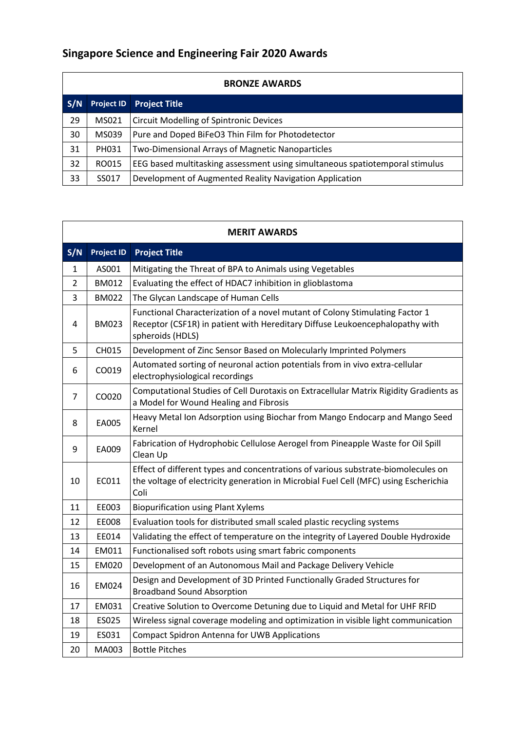## Singapore Science and Engineering Fair 2020 Awards

| BRONZE AWARDS | | |
|---|---|---|
| **S/N** | **Project ID** | **Project Title** |
| 29 | MS021 | Circuit Modelling of Spintronic Devices |
| 30 | MS039 | Pure and Doped $BiFeO_3$ Thin Film for Photodetector |
| 31 | PH031 | Two-Dimensional Arrays of Magnetic Nanoparticles |
| 32 | RO015 | EEG based multitasking assessment using simultaneous spatiotemporal stimulus |
| 33 | SS017 | Development of Augmented Reality Navigation Application |

| MERIT AWARDS | | |
|---|---|---|
| **S/N** | **Project ID** | **Project Title** |
| 1 | AS001 | Mitigating the Threat of BPA to Animals using Vegetables |
| 2 | BM012 | Evaluating the effect of HDAC7 inhibition in glioblastoma |
| 3 | BM022 | The Glycan Landscape of Human Cells |
| 4 | BM023 | Functional Characterization of a novel mutant of Colony Stimulating Factor 1 Receptor (CSF1R) in patient with Hereditary Diffuse Leukoencephalopathy with spheroids (HDLS) |
| 5 | CH015 | Development of Zinc Sensor Based on Molecularly Imprinted Polymers |
| 6 | CO019 | Automated sorting of neuronal action potentials from in vivo extra-cellular electrophysiological recordings |
| 7 | CO020 | Computational Studies of Cell Durotaxis on Extracellular Matrix Rigidity Gradients as a Model for Wound Healing and Fibrosis |
| 8 | EA005 | Heavy Metal Ion Adsorption using Biochar from Mango Endocarp and Mango Seed Kernel |
| 9 | EA009 | Fabrication of Hydrophobic Cellulose Aerogel from Pineapple Waste for Oil Spill Clean Up |
| 10 | EC011 | Effect of different types and concentrations of various substrate-biomolecules on the voltage of electricity generation in Microbial Fuel Cell (MFC) using Escherichia Coli |
| 11 | EE003 | Biopurification using Plant Xylems |
| 12 | EE008 | Evaluation tools for distributed small scaled plastic recycling systems |
| 13 | EE014 | Validating the effect of temperature on the integrity of Layered Double Hydroxide |
| 14 | EM011 | Functionalised soft robots using smart fabric components |
| 15 | EM020 | Development of an Autonomous Mail and Package Delivery Vehicle |
| 16 | EM024 | Design and Development of 3D Printed Functionally Graded Structures for Broadband Sound Absorption |
| 17 | EM031 | Creative Solution to Overcome Detuning due to Liquid and Metal for UHF RFID |
| 18 | ES025 | Wireless signal coverage modeling and optimization in visible light communication |
| 19 | ES031 | Compact Spidron Antenna for UWB Applications |
| 20 | MA003 | Bottle Pitches |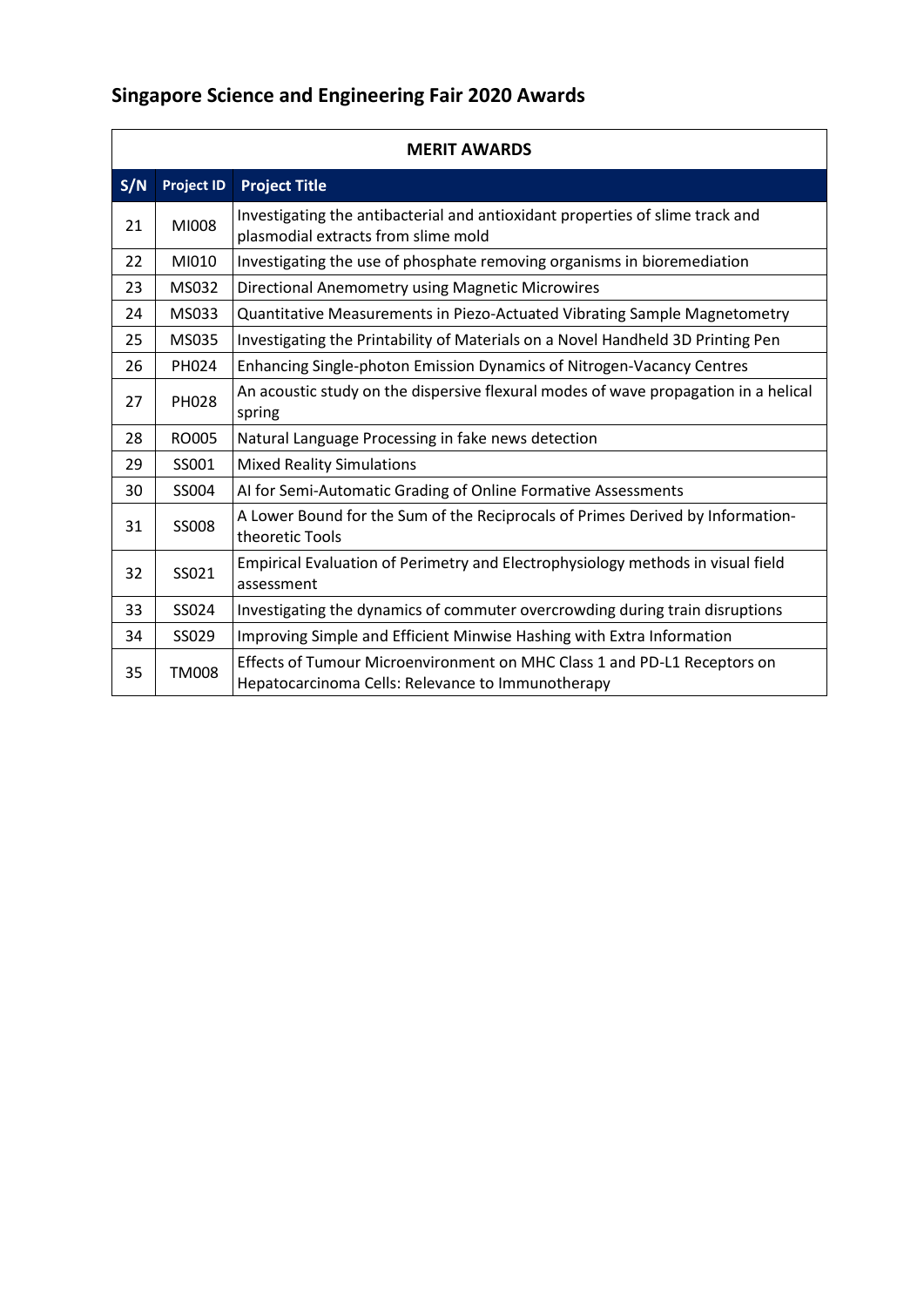## Singapore Science and Engineering Fair 2020 Awards

| MERIT AWARDS | | |
|---|---|---|
| **S/N** | **Project ID** | **Project Title** |
| 21 | MI008 | Investigating the antibacterial and antioxidant properties of slime track and plasmodial extracts from slime mold |
| 22 | MI010 | Investigating the use of phosphate removing organisms in bioremediation |
| 23 | MS032 | Directional Anemometry using Magnetic Microwires |
| 24 | MS033 | Quantitative Measurements in Piezo-Actuated Vibrating Sample Magnetometry |
| 25 | MS035 | Investigating the Printability of Materials on a Novel Handheld 3D Printing Pen |
| 26 | PH024 | Enhancing Single-photon Emission Dynamics of Nitrogen-Vacancy Centres |
| 27 | PH028 | An acoustic study on the dispersive flexural modes of wave propagation in a helical spring |
| 28 | RO005 | Natural Language Processing in fake news detection |
| 29 | SS001 | Mixed Reality Simulations |
| 30 | SS004 | AI for Semi-Automatic Grading of Online Formative Assessments |
| 31 | SS008 | A Lower Bound for the Sum of the Reciprocals of Primes Derived by Information-theoretic Tools |
| 32 | SS021 | Empirical Evaluation of Perimetry and Electrophysiology methods in visual field assessment |
| 33 | SS024 | Investigating the dynamics of commuter overcrowding during train disruptions |
| 34 | SS029 | Improving Simple and Efficient Minwise Hashing with Extra Information |
| 35 | TM008 | Effects of Tumour Microenvironment on MHC Class 1 and PD-L1 Receptors on Hepatocarcinoma Cells: Relevance to Immunotherapy |